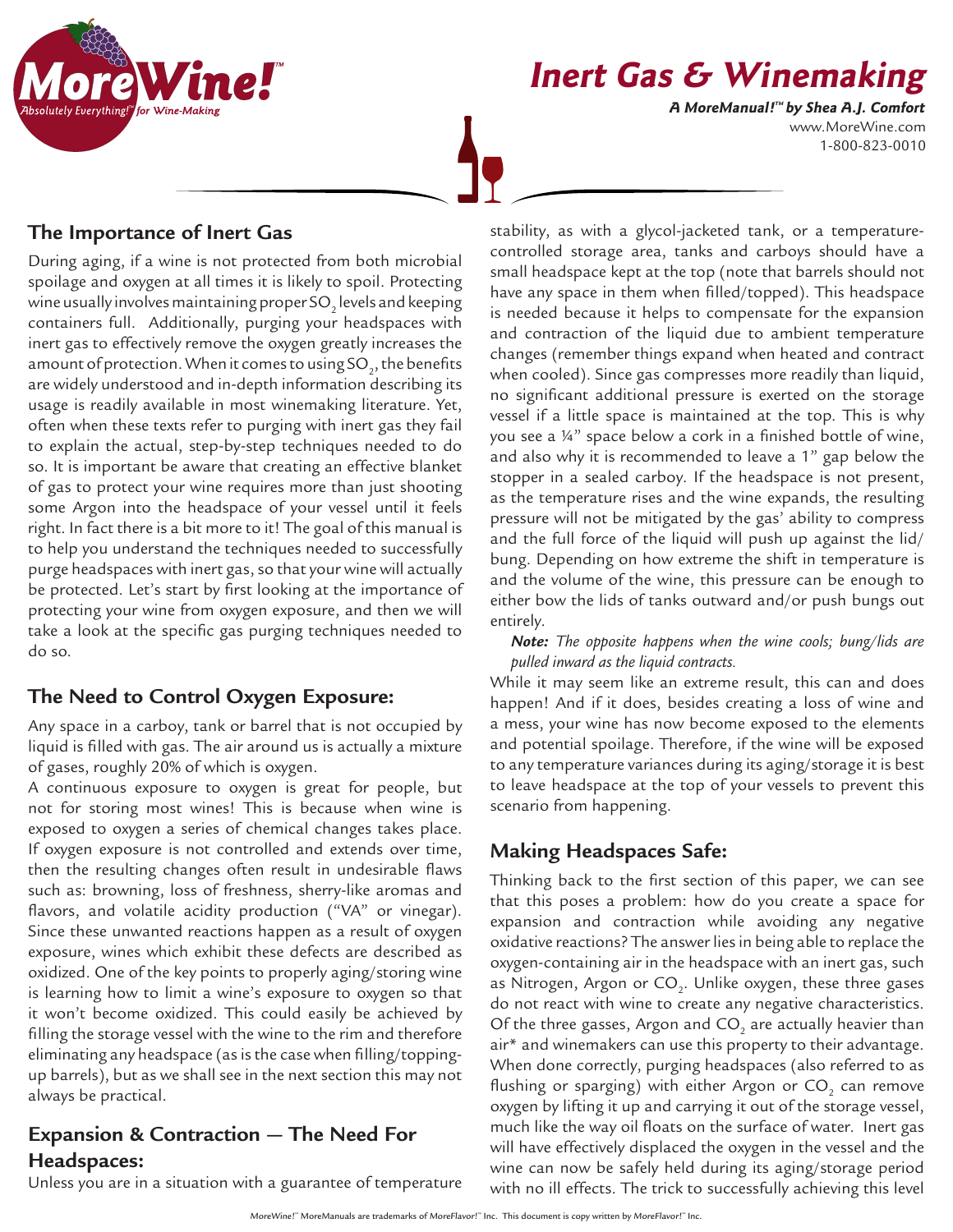# Inert Gas & Winemaking

***A MoreManual!™ by Shea A.J. Comfort***

www.MoreWine.com
1-800-823-0010

## The Importance of Inert Gas

During aging, if a wine is not protected from both microbial spoilage and oxygen at all times it is likely to spoil. Protecting wine usually involves maintaining proper $SO_2$ levels and keeping containers full. Additionally, purging your headspaces with inert gas to effectively remove the oxygen greatly increases the amount of protection. When it comes to using $SO_2$, the benefits are widely understood and in-depth information describing its usage is readily available in most winemaking literature. Yet, often when these texts refer to purging with inert gas they fail to explain the actual, step-by-step techniques needed to do so. It is important be aware that creating an effective blanket of gas to protect your wine requires more than just shooting some Argon into the headspace of your vessel until it feels right. In fact there is a bit more to it! The goal of this manual is to help you understand the techniques needed to successfully purge headspaces with inert gas, so that your wine will actually be protected. Let's start by first looking at the importance of protecting your wine from oxygen exposure, and then we will take a look at the specific gas purging techniques needed to do so.

## The Need to Control Oxygen Exposure:

Any space in a carboy, tank or barrel that is not occupied by liquid is filled with gas. The air around us is actually a mixture of gases, roughly 20% of which is oxygen.

A continuous exposure to oxygen is great for people, but not for storing most wines! This is because when wine is exposed to oxygen a series of chemical changes takes place. If oxygen exposure is not controlled and extends over time, then the resulting changes often result in undesirable flaws such as: browning, loss of freshness, sherry-like aromas and flavors, and volatile acidity production ("VA" or vinegar). Since these unwanted reactions happen as a result of oxygen exposure, wines which exhibit these defects are described as oxidized. One of the key points to properly aging/storing wine is learning how to limit a wine's exposure to oxygen so that it won't become oxidized. This could easily be achieved by filling the storage vessel with the wine to the rim and therefore eliminating any headspace (as is the case when filling/topping-up barrels), but as we shall see in the next section this may not always be practical.

## Expansion & Contraction — The Need For Headspaces:

Unless you are in a situation with a guarantee of temperature stability, as with a glycol-jacketed tank, or a temperature-controlled storage area, tanks and carboys should have a small headspace kept at the top (note that barrels should not have any space in them when filled/topped). This headspace is needed because it helps to compensate for the expansion and contraction of the liquid due to ambient temperature changes (remember things expand when heated and contract when cooled). Since gas compresses more readily than liquid, no significant additional pressure is exerted on the storage vessel if a little space is maintained at the top. This is why you see a ¼" space below a cork in a finished bottle of wine, and also why it is recommended to leave a 1" gap below the stopper in a sealed carboy. If the headspace is not present, as the temperature rises and the wine expands, the resulting pressure will not be mitigated by the gas' ability to compress and the full force of the liquid will push up against the lid/bung. Depending on how extreme the shift in temperature is and the volume of the wine, this pressure can be enough to either bow the lids of tanks outward and/or push bungs out entirely.

> ***Note:*** *The opposite happens when the wine cools; bung/lids are pulled inward as the liquid contracts.*

While it may seem like an extreme result, this can and does happen! And if it does, besides creating a loss of wine and a mess, your wine has now become exposed to the elements and potential spoilage. Therefore, if the wine will be exposed to any temperature variances during its aging/storage it is best to leave headspace at the top of your vessels to prevent this scenario from happening.

## Making Headspaces Safe:

Thinking back to the first section of this paper, we can see that this poses a problem: how do you create a space for expansion and contraction while avoiding any negative oxidative reactions? The answer lies in being able to replace the oxygen-containing air in the headspace with an inert gas, such as Nitrogen, Argon or $CO_2$. Unlike oxygen, these three gases do not react with wine to create any negative characteristics. Of the three gasses, Argon and $CO_2$ are actually heavier than air* and winemakers can use this property to their advantage. When done correctly, purging headspaces (also referred to as flushing or sparging) with either Argon or $CO_2$ can remove oxygen by lifting it up and carrying it out of the storage vessel, much like the way oil floats on the surface of water. Inert gas will have effectively displaced the oxygen in the vessel and the wine can now be safely held during its aging/storage period with no ill effects. The trick to successfully achieving this level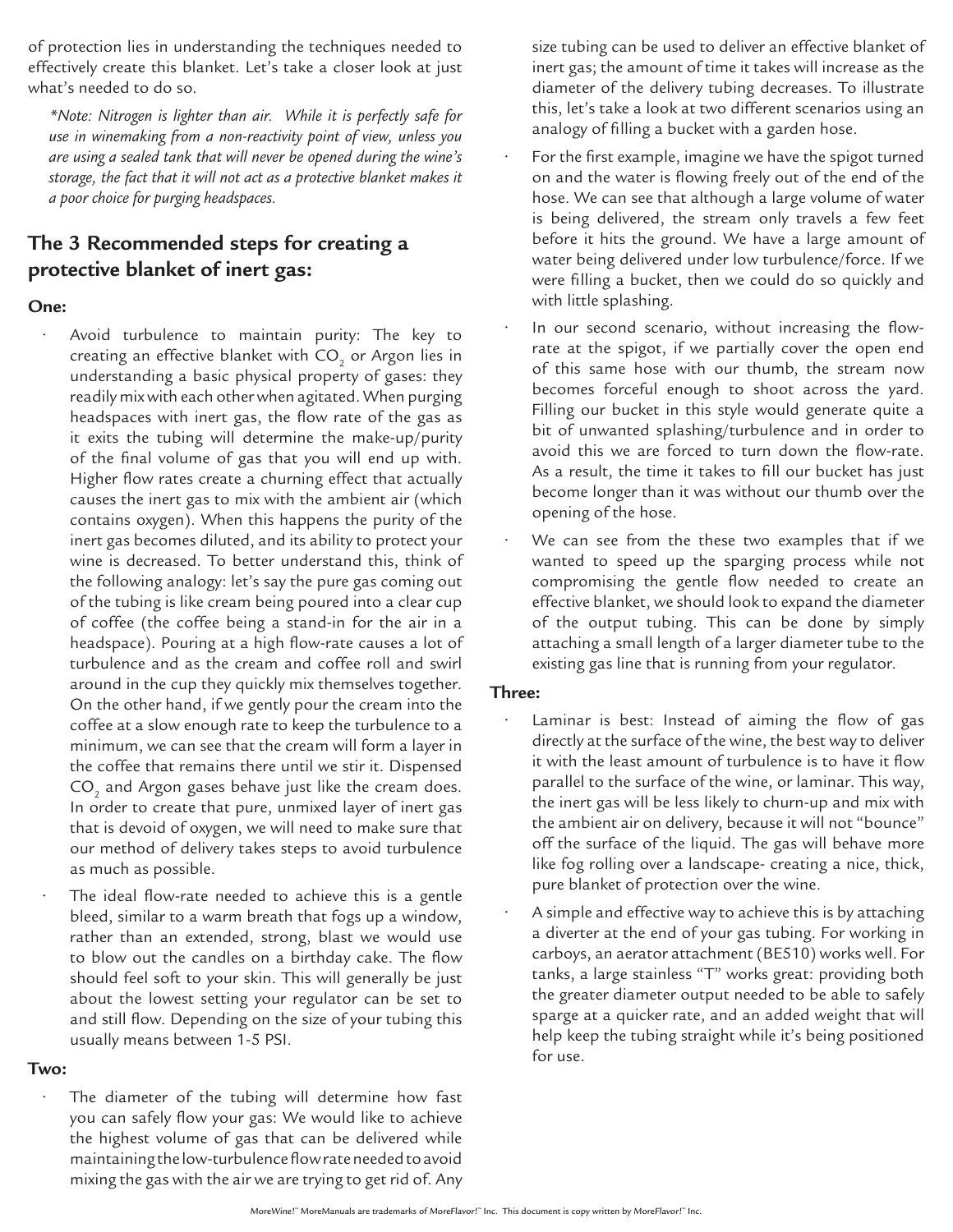of protection lies in understanding the techniques needed to effectively create this blanket. Let's take a closer look at just what's needed to do so.

*\*Note: Nitrogen is lighter than air. While it is perfectly safe for use in winemaking from a non-reactivity point of view, unless you are using a sealed tank that will never be opened during the wine's storage, the fact that it will not act as a protective blanket makes it a poor choice for purging headspaces.*

## The 3 Recommended steps for creating a protective blanket of inert gas:

**One:**

- Avoid turbulence to maintain purity: The key to creating an effective blanket with $CO_2$ or Argon lies in understanding a basic physical property of gases: they readily mix with each other when agitated. When purging headspaces with inert gas, the flow rate of the gas as it exits the tubing will determine the make-up/purity of the final volume of gas that you will end up with. Higher flow rates create a churning effect that actually causes the inert gas to mix with the ambient air (which contains oxygen). When this happens the purity of the inert gas becomes diluted, and its ability to protect your wine is decreased. To better understand this, think of the following analogy: let's say the pure gas coming out of the tubing is like cream being poured into a clear cup of coffee (the coffee being a stand-in for the air in a headspace). Pouring at a high flow-rate causes a lot of turbulence and as the cream and coffee roll and swirl around in the cup they quickly mix themselves together. On the other hand, if we gently pour the cream into the coffee at a slow enough rate to keep the turbulence to a minimum, we can see that the cream will form a layer in the coffee that remains there until we stir it. Dispensed $CO_2$ and Argon gases behave just like the cream does. In order to create that pure, unmixed layer of inert gas that is devoid of oxygen, we will need to make sure that our method of delivery takes steps to avoid turbulence as much as possible.
- The ideal flow-rate needed to achieve this is a gentle bleed, similar to a warm breath that fogs up a window, rather than an extended, strong, blast we would use to blow out the candles on a birthday cake. The flow should feel soft to your skin. This will generally be just about the lowest setting your regulator can be set to and still flow. Depending on the size of your tubing this usually means between 1-5 PSI.

**Two:**

- The diameter of the tubing will determine how fast you can safely flow your gas: We would like to achieve the highest volume of gas that can be delivered while maintaining the low-turbulence flow rate needed to avoid mixing the gas with the air we are trying to get rid of. Any size tubing can be used to deliver an effective blanket of inert gas; the amount of time it takes will increase as the diameter of the delivery tubing decreases. To illustrate this, let's take a look at two different scenarios using an analogy of filling a bucket with a garden hose.
- For the first example, imagine we have the spigot turned on and the water is flowing freely out of the end of the hose. We can see that although a large volume of water is being delivered, the stream only travels a few feet before it hits the ground. We have a large amount of water being delivered under low turbulence/force. If we were filling a bucket, then we could do so quickly and with little splashing.
- In our second scenario, without increasing the flow-rate at the spigot, if we partially cover the open end of this same hose with our thumb, the stream now becomes forceful enough to shoot across the yard. Filling our bucket in this style would generate quite a bit of unwanted splashing/turbulence and in order to avoid this we are forced to turn down the flow-rate. As a result, the time it takes to fill our bucket has just become longer than it was without our thumb over the opening of the hose.
- We can see from the these two examples that if we wanted to speed up the sparging process while not compromising the gentle flow needed to create an effective blanket, we should look to expand the diameter of the output tubing. This can be done by simply attaching a small length of a larger diameter tube to the existing gas line that is running from your regulator.

**Three:**

- Laminar is best: Instead of aiming the flow of gas directly at the surface of the wine, the best way to deliver it with the least amount of turbulence is to have it flow parallel to the surface of the wine, or laminar. This way, the inert gas will be less likely to churn-up and mix with the ambient air on delivery, because it will not "bounce" off the surface of the liquid. The gas will behave more like fog rolling over a landscape- creating a nice, thick, pure blanket of protection over the wine.
- A simple and effective way to achieve this is by attaching a diverter at the end of your gas tubing. For working in carboys, an aerator attachment (BE510) works well. For tanks, a large stainless "T" works great: providing both the greater diameter output needed to be able to safely sparge at a quicker rate, and an added weight that will help keep the tubing straight while it's being positioned for use.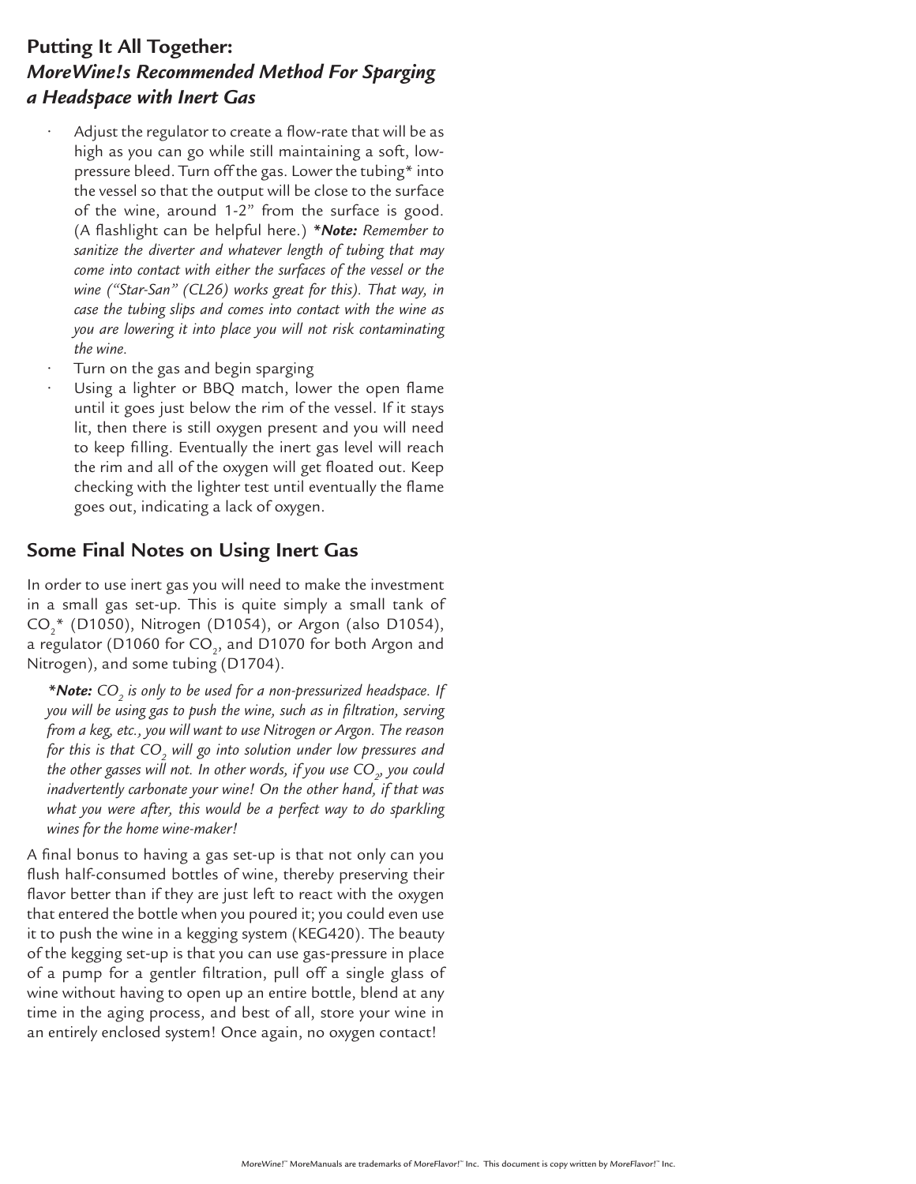## Putting It All Together: *MoreWine!s Recommended Method For Sparging a Headspace with Inert Gas*

- Adjust the regulator to create a flow-rate that will be as high as you can go while still maintaining a soft, low-pressure bleed. Turn off the gas. Lower the tubing* into the vessel so that the output will be close to the surface of the wine, around 1-2" from the surface is good. (A flashlight can be helpful here.) ***Note:** *Remember to sanitize the diverter and whatever length of tubing that may come into contact with either the surfaces of the vessel or the wine ("Star-San" (CL26) works great for this). That way, in case the tubing slips and comes into contact with the wine as you are lowering it into place you will not risk contaminating the wine.*
- Turn on the gas and begin sparging
- Using a lighter or BBQ match, lower the open flame until it goes just below the rim of the vessel. If it stays lit, then there is still oxygen present and you will need to keep filling. Eventually the inert gas level will reach the rim and all of the oxygen will get floated out. Keep checking with the lighter test until eventually the flame goes out, indicating a lack of oxygen.

## Some Final Notes on Using Inert Gas

In order to use inert gas you will need to make the investment in a small gas set-up. This is quite simply a small tank of $CO_2$* (D1050), Nitrogen (D1054), or Argon (also D1054), a regulator (D1060 for $CO_2$, and D1070 for both Argon and Nitrogen), and some tubing (D1704).

> ***Note:** *$CO_2$ is only to be used for a non-pressurized headspace. If you will be using gas to push the wine, such as in filtration, serving from a keg, etc., you will want to use Nitrogen or Argon. The reason for this is that $CO_2$ will go into solution under low pressures and the other gasses will not. In other words, if you use $CO_2$, you could inadvertently carbonate your wine! On the other hand, if that was what you were after, this would be a perfect way to do sparkling wines for the home wine-maker!*

A final bonus to having a gas set-up is that not only can you flush half-consumed bottles of wine, thereby preserving their flavor better than if they are just left to react with the oxygen that entered the bottle when you poured it; you could even use it to push the wine in a kegging system (KEG420). The beauty of the kegging set-up is that you can use gas-pressure in place of a pump for a gentler filtration, pull off a single glass of wine without having to open up an entire bottle, blend at any time in the aging process, and best of all, store your wine in an entirely enclosed system! Once again, no oxygen contact!